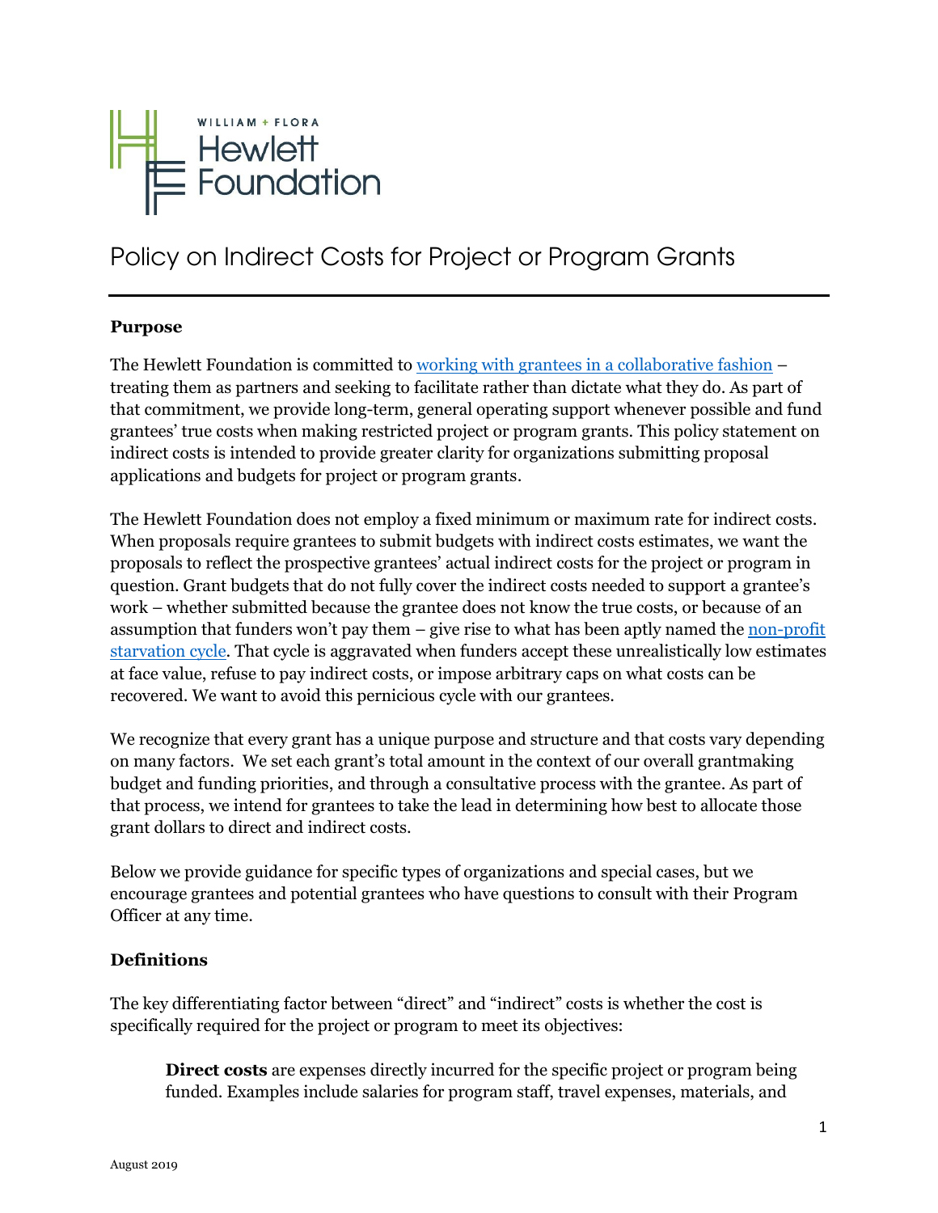WILLIAM + FLORA
Hewlett
Foundation

# Policy on Indirect Costs for Project or Program Grants

## Purpose

The Hewlett Foundation is committed to [working with grantees in a collaborative fashion](#) – treating them as partners and seeking to facilitate rather than dictate what they do. As part of that commitment, we provide long-term, general operating support whenever possible and fund grantees' true costs when making restricted project or program grants. This policy statement on indirect costs is intended to provide greater clarity for organizations submitting proposal applications and budgets for project or program grants.

The Hewlett Foundation does not employ a fixed minimum or maximum rate for indirect costs. When proposals require grantees to submit budgets with indirect costs estimates, we want the proposals to reflect the prospective grantees' actual indirect costs for the project or program in question. Grant budgets that do not fully cover the indirect costs needed to support a grantee's work – whether submitted because the grantee does not know the true costs, or because of an assumption that funders won't pay them – give rise to what has been aptly named the [non-profit starvation cycle](#). That cycle is aggravated when funders accept these unrealistically low estimates at face value, refuse to pay indirect costs, or impose arbitrary caps on what costs can be recovered. We want to avoid this pernicious cycle with our grantees.

We recognize that every grant has a unique purpose and structure and that costs vary depending on many factors. We set each grant's total amount in the context of our overall grantmaking budget and funding priorities, and through a consultative process with the grantee. As part of that process, we intend for grantees to take the lead in determining how best to allocate those grant dollars to direct and indirect costs.

Below we provide guidance for specific types of organizations and special cases, but we encourage grantees and potential grantees who have questions to consult with their Program Officer at any time.

## Definitions

The key differentiating factor between "direct" and "indirect" costs is whether the cost is specifically required for the project or program to meet its objectives:

> **Direct costs** are expenses directly incurred for the specific project or program being funded. Examples include salaries for program staff, travel expenses, materials, and

August 2019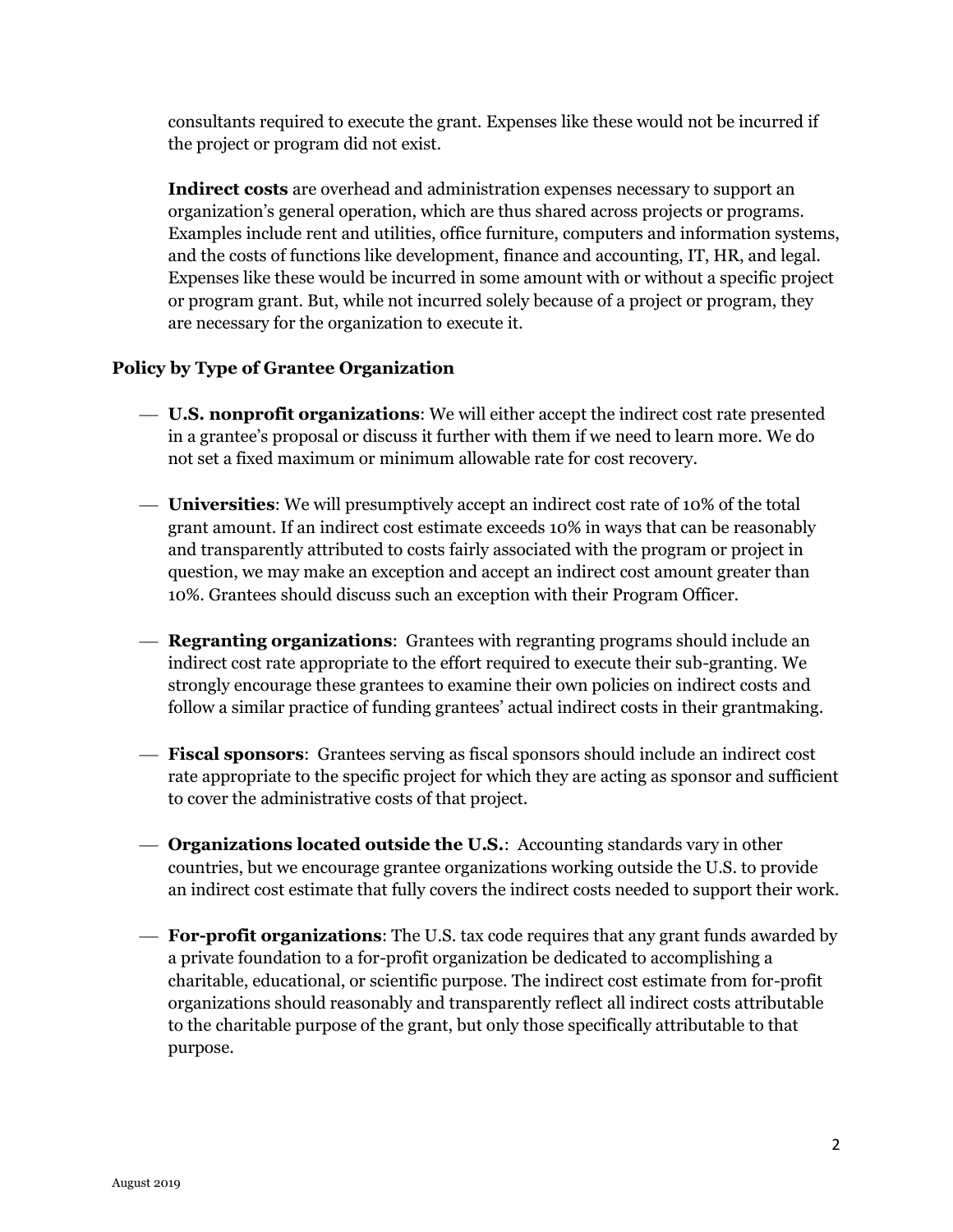consultants required to execute the grant. Expenses like these would not be incurred if the project or program did not exist.

**Indirect costs** are overhead and administration expenses necessary to support an organization's general operation, which are thus shared across projects or programs. Examples include rent and utilities, office furniture, computers and information systems, and the costs of functions like development, finance and accounting, IT, HR, and legal. Expenses like these would be incurred in some amount with or without a specific project or program grant. But, while not incurred solely because of a project or program, they are necessary for the organization to execute it.

### Policy by Type of Grantee Organization

- **U.S. nonprofit organizations**: We will either accept the indirect cost rate presented in a grantee's proposal or discuss it further with them if we need to learn more. We do not set a fixed maximum or minimum allowable rate for cost recovery.

- **Universities**: We will presumptively accept an indirect cost rate of 10% of the total grant amount. If an indirect cost estimate exceeds 10% in ways that can be reasonably and transparently attributed to costs fairly associated with the program or project in question, we may make an exception and accept an indirect cost amount greater than 10%. Grantees should discuss such an exception with their Program Officer.

- **Regranting organizations**: Grantees with regranting programs should include an indirect cost rate appropriate to the effort required to execute their sub-granting. We strongly encourage these grantees to examine their own policies on indirect costs and follow a similar practice of funding grantees' actual indirect costs in their grantmaking.

- **Fiscal sponsors**: Grantees serving as fiscal sponsors should include an indirect cost rate appropriate to the specific project for which they are acting as sponsor and sufficient to cover the administrative costs of that project.

- **Organizations located outside the U.S.**: Accounting standards vary in other countries, but we encourage grantee organizations working outside the U.S. to provide an indirect cost estimate that fully covers the indirect costs needed to support their work.

- **For-profit organizations**: The U.S. tax code requires that any grant funds awarded by a private foundation to a for-profit organization be dedicated to accomplishing a charitable, educational, or scientific purpose. The indirect cost estimate from for-profit organizations should reasonably and transparently reflect all indirect costs attributable to the charitable purpose of the grant, but only those specifically attributable to that purpose.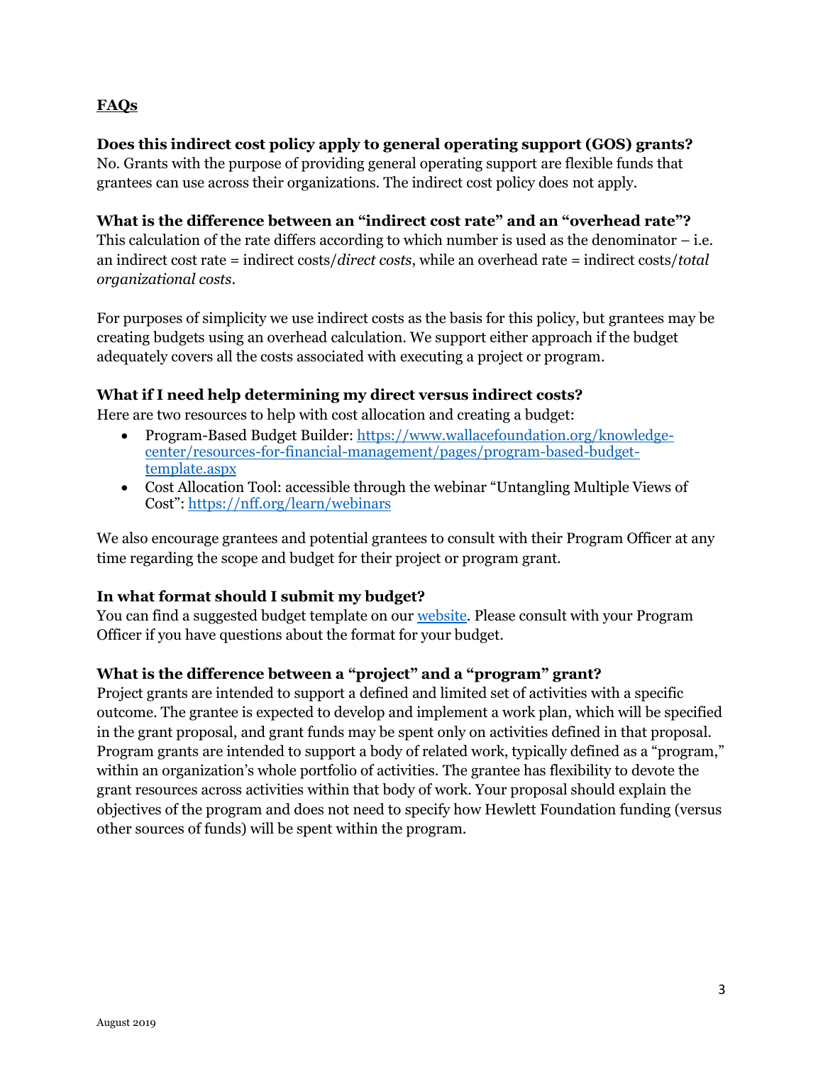## FAQs

**Does this indirect cost policy apply to general operating support (GOS) grants?**
No. Grants with the purpose of providing general operating support are flexible funds that grantees can use across their organizations. The indirect cost policy does not apply.

**What is the difference between an "indirect cost rate" and an "overhead rate"?**
This calculation of the rate differs according to which number is used as the denominator – i.e. an indirect cost rate = indirect costs/*direct costs*, while an overhead rate = indirect costs/*total organizational costs*.

For purposes of simplicity we use indirect costs as the basis for this policy, but grantees may be creating budgets using an overhead calculation. We support either approach if the budget adequately covers all the costs associated with executing a project or program.

**What if I need help determining my direct versus indirect costs?**
Here are two resources to help with cost allocation and creating a budget:

- Program-Based Budget Builder: [https://www.wallacefoundation.org/knowledge-center/resources-for-financial-management/pages/program-based-budget-template.aspx](https://www.wallacefoundation.org/knowledge-center/resources-for-financial-management/pages/program-based-budget-template.aspx)
- Cost Allocation Tool: accessible through the webinar "Untangling Multiple Views of Cost": [https://nff.org/learn/webinars](https://nff.org/learn/webinars)

We also encourage grantees and potential grantees to consult with their Program Officer at any time regarding the scope and budget for their project or program grant.

**In what format should I submit my budget?**
You can find a suggested budget template on our website. Please consult with your Program Officer if you have questions about the format for your budget.

**What is the difference between a "project" and a "program" grant?**
Project grants are intended to support a defined and limited set of activities with a specific outcome. The grantee is expected to develop and implement a work plan, which will be specified in the grant proposal, and grant funds may be spent only on activities defined in that proposal. Program grants are intended to support a body of related work, typically defined as a "program," within an organization's whole portfolio of activities. The grantee has flexibility to devote the grant resources across activities within that body of work. Your proposal should explain the objectives of the program and does not need to specify how Hewlett Foundation funding (versus other sources of funds) will be spent within the program.